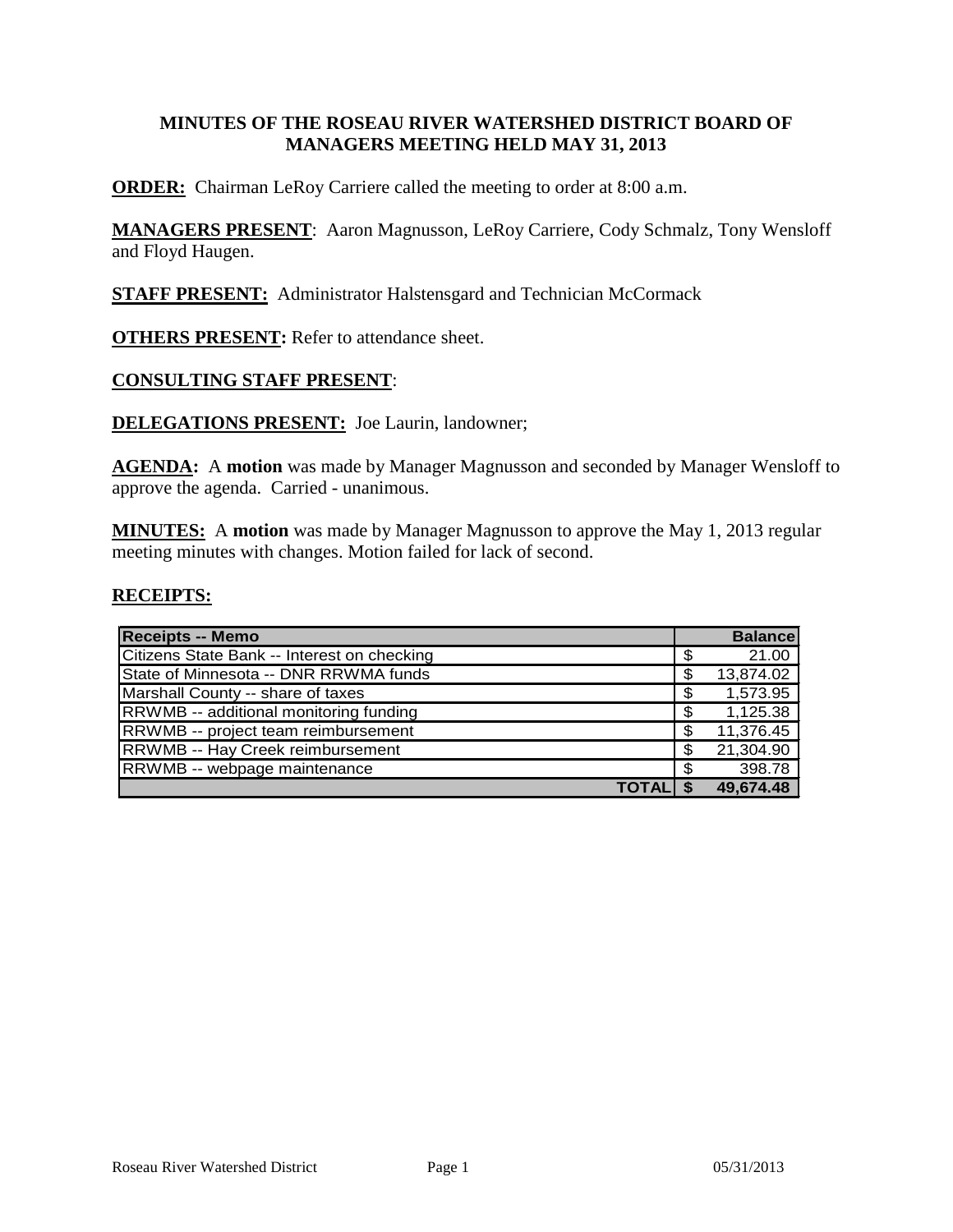# MINUTES OF THE ROSEAU RIVER WATERSHED DISTRICT BOARD OF MANAGERS MEETING HELD MAY 31, 2013

**ORDER:** Chairman LeRoy Carriere called the meeting to order at 8:00 a.m.

**MANAGERS PRESENT**: Aaron Magnusson, LeRoy Carriere, Cody Schmalz, Tony Wensloff and Floyd Haugen.

**STAFF PRESENT:** Administrator Halstensgard and Technician McCormack

**OTHERS PRESENT:** Refer to attendance sheet.

**CONSULTING STAFF PRESENT**:

**DELEGATIONS PRESENT:** Joe Laurin, landowner;

**AGENDA:** A **motion** was made by Manager Magnusson and seconded by Manager Wensloff to approve the agenda. Carried - unanimous.

**MINUTES:** A **motion** was made by Manager Magnusson to approve the May 1, 2013 regular meeting minutes with changes. Motion failed for lack of second.

**RECEIPTS:**

| Receipts -- Memo | | Balance |
|---|---|---|
| Citizens State Bank -- Interest on checking | $ | 21.00 |
| State of Minnesota -- DNR RRWMA funds | $ | 13,874.02 |
| Marshall County -- share of taxes | $ | 1,573.95 |
| RRWMB -- additional monitoring funding | $ | 1,125.38 |
| RRWMB -- project team reimbursement | $ | 11,376.45 |
| RRWMB -- Hay Creek reimbursement | $ | 21,304.90 |
| RRWMB -- webpage maintenance | $ | 398.78 |
| **TOTAL** | **$** | **49,674.48** |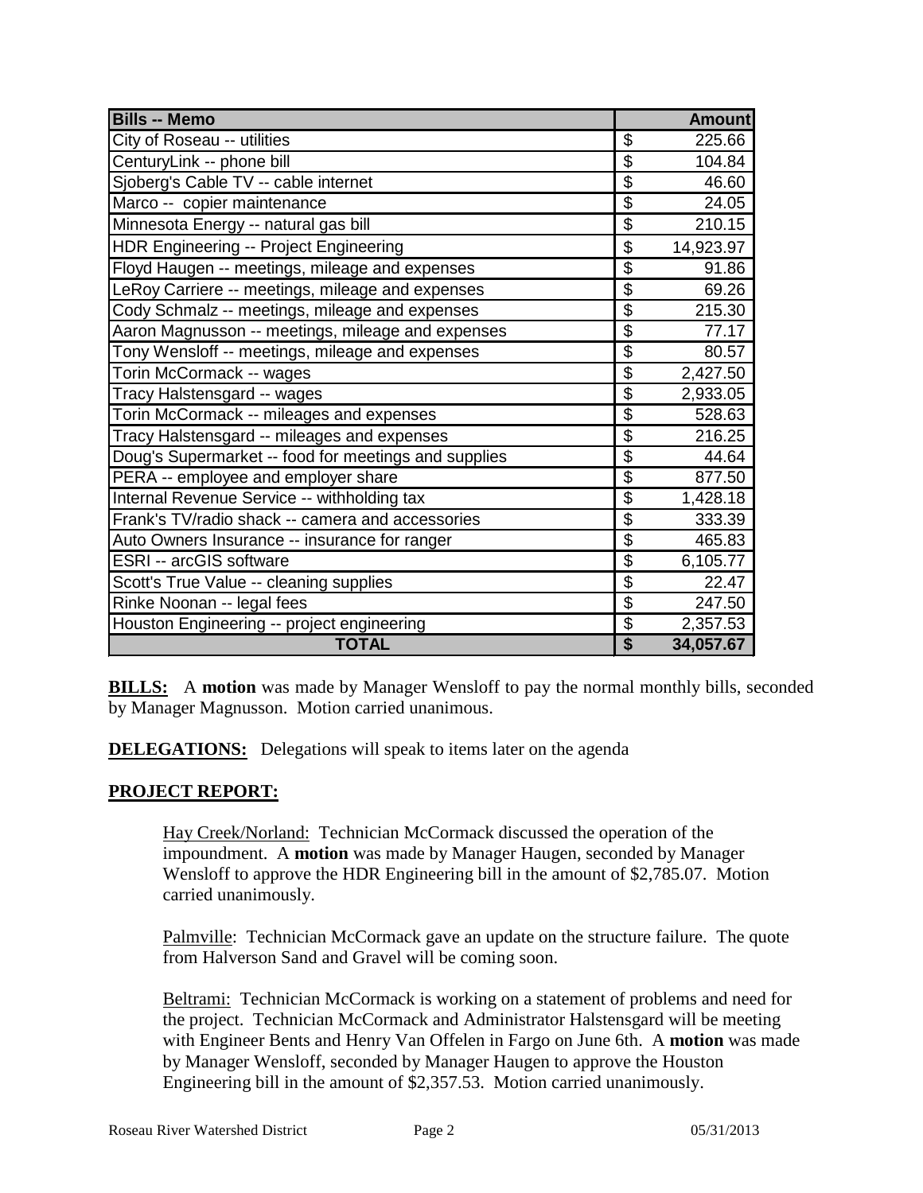| Bills -- Memo | Amount |
| --- | --- |
| City of Roseau -- utilities | $ 225.66 |
| CenturyLink -- phone bill | $ 104.84 |
| Sjoberg's Cable TV -- cable internet | $ 46.60 |
| Marco -- copier maintenance | $ 24.05 |
| Minnesota Energy -- natural gas bill | $ 210.15 |
| HDR Engineering -- Project Engineering | $ 14,923.97 |
| Floyd Haugen -- meetings, mileage and expenses | $ 91.86 |
| LeRoy Carriere -- meetings, mileage and expenses | $ 69.26 |
| Cody Schmalz -- meetings, mileage and expenses | $ 215.30 |
| Aaron Magnusson -- meetings, mileage and expenses | $ 77.17 |
| Tony Wensloff -- meetings, mileage and expenses | $ 80.57 |
| Torin McCormack -- wages | $ 2,427.50 |
| Tracy Halstensgard -- wages | $ 2,933.05 |
| Torin McCormack -- mileages and expenses | $ 528.63 |
| Tracy Halstensgard -- mileages and expenses | $ 216.25 |
| Doug's Supermarket -- food for meetings and supplies | $ 44.64 |
| PERA -- employee and employer share | $ 877.50 |
| Internal Revenue Service -- withholding tax | $ 1,428.18 |
| Frank's TV/radio shack -- camera and accessories | $ 333.39 |
| Auto Owners Insurance -- insurance for ranger | $ 465.83 |
| ESRI -- arcGIS software | $ 6,105.77 |
| Scott's True Value -- cleaning supplies | $ 22.47 |
| Rinke Noonan -- legal fees | $ 247.50 |
| Houston Engineering -- project engineering | $ 2,357.53 |
| **TOTAL** | **$ 34,057.67** |

**BILLS:** A **motion** was made by Manager Wensloff to pay the normal monthly bills, seconded by Manager Magnusson. Motion carried unanimous.

**DELEGATIONS:** Delegations will speak to items later on the agenda

**PROJECT REPORT:**

Hay Creek/Norland: Technician McCormack discussed the operation of the impoundment. A **motion** was made by Manager Haugen, seconded by Manager Wensloff to approve the HDR Engineering bill in the amount of $2,785.07. Motion carried unanimously.

Palmville: Technician McCormack gave an update on the structure failure. The quote from Halverson Sand and Gravel will be coming soon.

Beltrami: Technician McCormack is working on a statement of problems and need for the project. Technician McCormack and Administrator Halstensgard will be meeting with Engineer Bents and Henry Van Offelen in Fargo on June 6th. A **motion** was made by Manager Wensloff, seconded by Manager Haugen to approve the Houston Engineering bill in the amount of $2,357.53. Motion carried unanimously.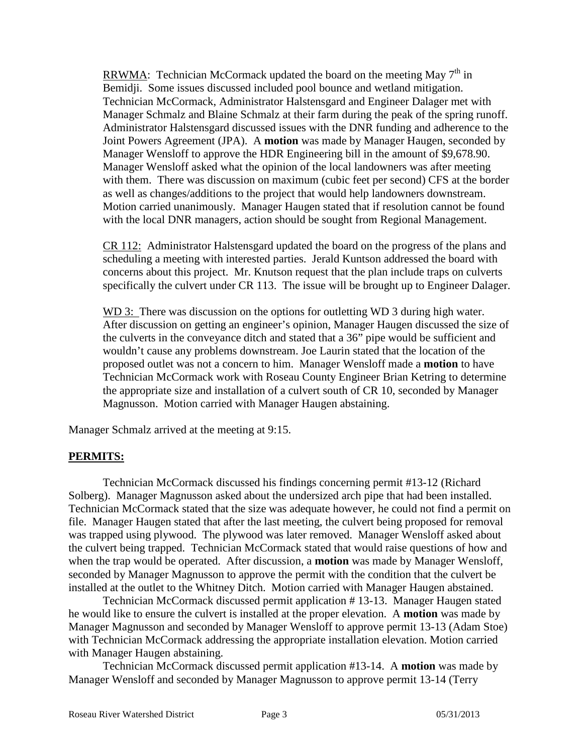RRWMA: Technician McCormack updated the board on the meeting May 7th in Bemidji. Some issues discussed included pool bounce and wetland mitigation. Technician McCormack, Administrator Halstensgard and Engineer Dalager met with Manager Schmalz and Blaine Schmalz at their farm during the peak of the spring runoff. Administrator Halstensgard discussed issues with the DNR funding and adherence to the Joint Powers Agreement (JPA). A **motion** was made by Manager Haugen, seconded by Manager Wensloff to approve the HDR Engineering bill in the amount of $9,678.90. Manager Wensloff asked what the opinion of the local landowners was after meeting with them. There was discussion on maximum (cubic feet per second) CFS at the border as well as changes/additions to the project that would help landowners downstream. Motion carried unanimously. Manager Haugen stated that if resolution cannot be found with the local DNR managers, action should be sought from Regional Management.

CR 112: Administrator Halstensgard updated the board on the progress of the plans and scheduling a meeting with interested parties. Jerald Kuntson addressed the board with concerns about this project. Mr. Knutson request that the plan include traps on culverts specifically the culvert under CR 113. The issue will be brought up to Engineer Dalager.

WD 3: There was discussion on the options for outletting WD 3 during high water. After discussion on getting an engineer's opinion, Manager Haugen discussed the size of the culverts in the conveyance ditch and stated that a 36" pipe would be sufficient and wouldn't cause any problems downstream. Joe Laurin stated that the location of the proposed outlet was not a concern to him. Manager Wensloff made a **motion** to have Technician McCormack work with Roseau County Engineer Brian Ketring to determine the appropriate size and installation of a culvert south of CR 10, seconded by Manager Magnusson. Motion carried with Manager Haugen abstaining.

Manager Schmalz arrived at the meeting at 9:15.

## PERMITS:

Technician McCormack discussed his findings concerning permit #13-12 (Richard Solberg). Manager Magnusson asked about the undersized arch pipe that had been installed. Technician McCormack stated that the size was adequate however, he could not find a permit on file. Manager Haugen stated that after the last meeting, the culvert being proposed for removal was trapped using plywood. The plywood was later removed. Manager Wensloff asked about the culvert being trapped. Technician McCormack stated that would raise questions of how and when the trap would be operated. After discussion, a **motion** was made by Manager Wensloff, seconded by Manager Magnusson to approve the permit with the condition that the culvert be installed at the outlet to the Whitney Ditch. Motion carried with Manager Haugen abstained.

Technician McCormack discussed permit application # 13-13. Manager Haugen stated he would like to ensure the culvert is installed at the proper elevation. A **motion** was made by Manager Magnusson and seconded by Manager Wensloff to approve permit 13-13 (Adam Stoe) with Technician McCormack addressing the appropriate installation elevation. Motion carried with Manager Haugen abstaining.

Technician McCormack discussed permit application #13-14. A **motion** was made by Manager Wensloff and seconded by Manager Magnusson to approve permit 13-14 (Terry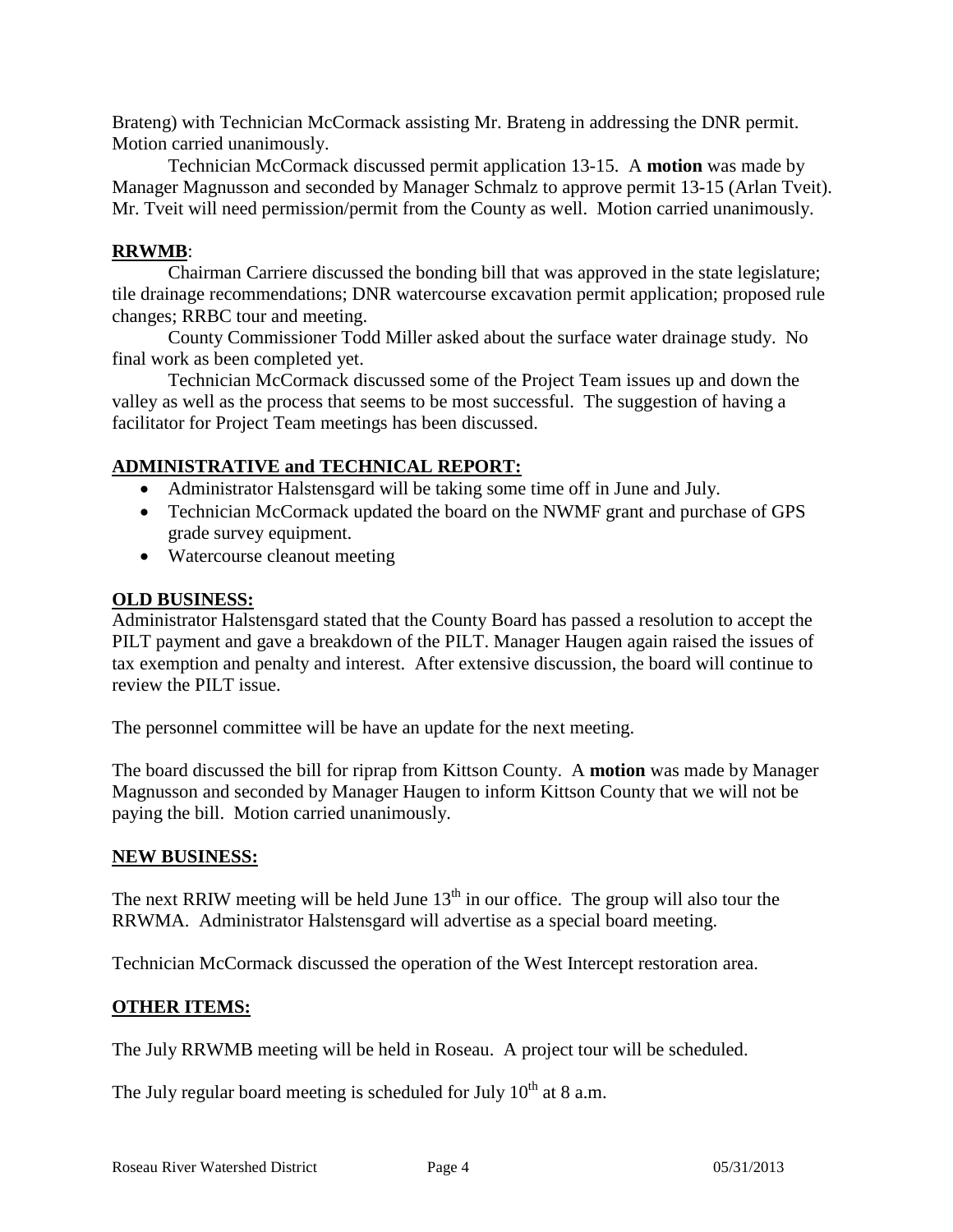Brateng) with Technician McCormack assisting Mr. Brateng in addressing the DNR permit. Motion carried unanimously.

Technician McCormack discussed permit application 13-15. A **motion** was made by Manager Magnusson and seconded by Manager Schmalz to approve permit 13-15 (Arlan Tveit). Mr. Tveit will need permission/permit from the County as well. Motion carried unanimously.

**RRWMB**:

Chairman Carriere discussed the bonding bill that was approved in the state legislature; tile drainage recommendations; DNR watercourse excavation permit application; proposed rule changes; RRBC tour and meeting.

County Commissioner Todd Miller asked about the surface water drainage study. No final work as been completed yet.

Technician McCormack discussed some of the Project Team issues up and down the valley as well as the process that seems to be most successful. The suggestion of having a facilitator for Project Team meetings has been discussed.

**ADMINISTRATIVE and TECHNICAL REPORT:**

- Administrator Halstensgard will be taking some time off in June and July.
- Technician McCormack updated the board on the NWMF grant and purchase of GPS grade survey equipment.
- Watercourse cleanout meeting

**OLD BUSINESS:**

Administrator Halstensgard stated that the County Board has passed a resolution to accept the PILT payment and gave a breakdown of the PILT. Manager Haugen again raised the issues of tax exemption and penalty and interest. After extensive discussion, the board will continue to review the PILT issue.

The personnel committee will be have an update for the next meeting.

The board discussed the bill for riprap from Kittson County. A **motion** was made by Manager Magnusson and seconded by Manager Haugen to inform Kittson County that we will not be paying the bill. Motion carried unanimously.

**NEW BUSINESS:**

The next RRIW meeting will be held June 13th in our office. The group will also tour the RRWMA. Administrator Halstensgard will advertise as a special board meeting.

Technician McCormack discussed the operation of the West Intercept restoration area.

**OTHER ITEMS:**

The July RRWMB meeting will be held in Roseau. A project tour will be scheduled.

The July regular board meeting is scheduled for July 10th at 8 a.m.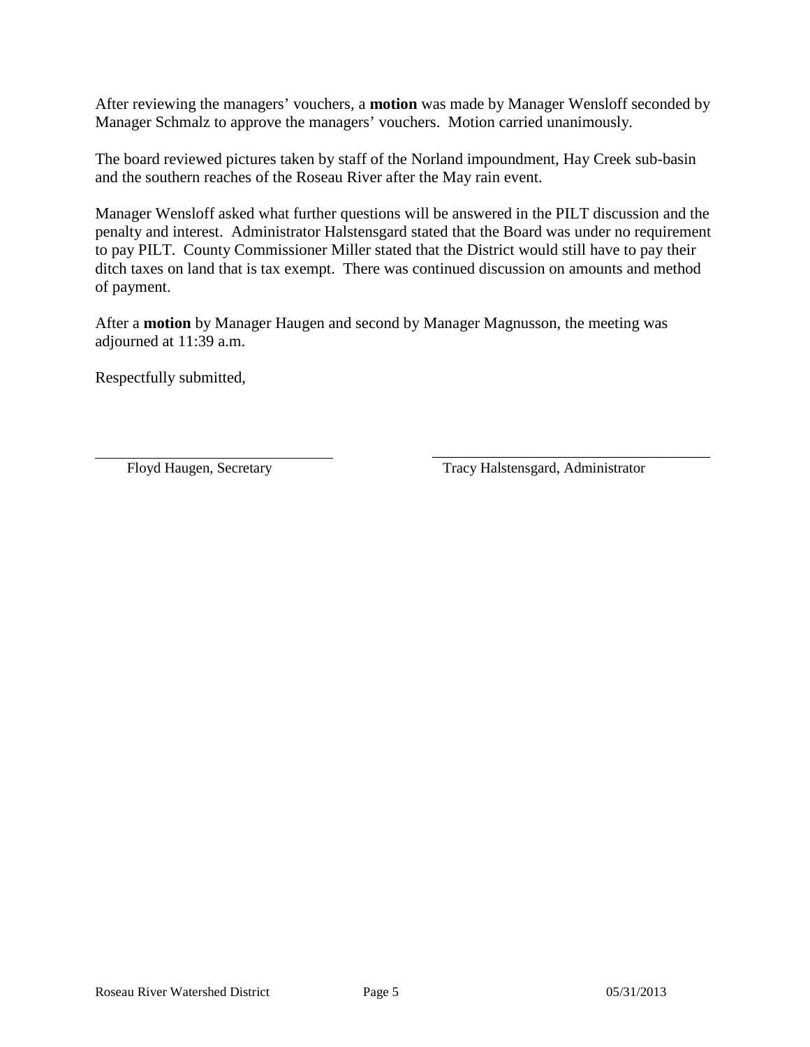After reviewing the managers' vouchers, a **motion** was made by Manager Wensloff seconded by Manager Schmalz to approve the managers' vouchers. Motion carried unanimously.

The board reviewed pictures taken by staff of the Norland impoundment, Hay Creek sub-basin and the southern reaches of the Roseau River after the May rain event.

Manager Wensloff asked what further questions will be answered in the PILT discussion and the penalty and interest. Administrator Halstensgard stated that the Board was under no requirement to pay PILT. County Commissioner Miller stated that the District would still have to pay their ditch taxes on land that is tax exempt. There was continued discussion on amounts and method of payment.

After a **motion** by Manager Haugen and second by Manager Magnusson, the meeting was adjourned at 11:39 a.m.

Respectfully submitted,

\_\_\_\_\_\_\_\_\_\_\_\_\_\_\_\_\_\_\_\_\_\_\_\_\_\_\_\_\_\_
Floyd Haugen, Secretary

\_\_\_\_\_\_\_\_\_\_\_\_\_\_\_\_\_\_\_\_\_\_\_\_\_\_\_\_\_\_
Tracy Halstensgard, Administrator